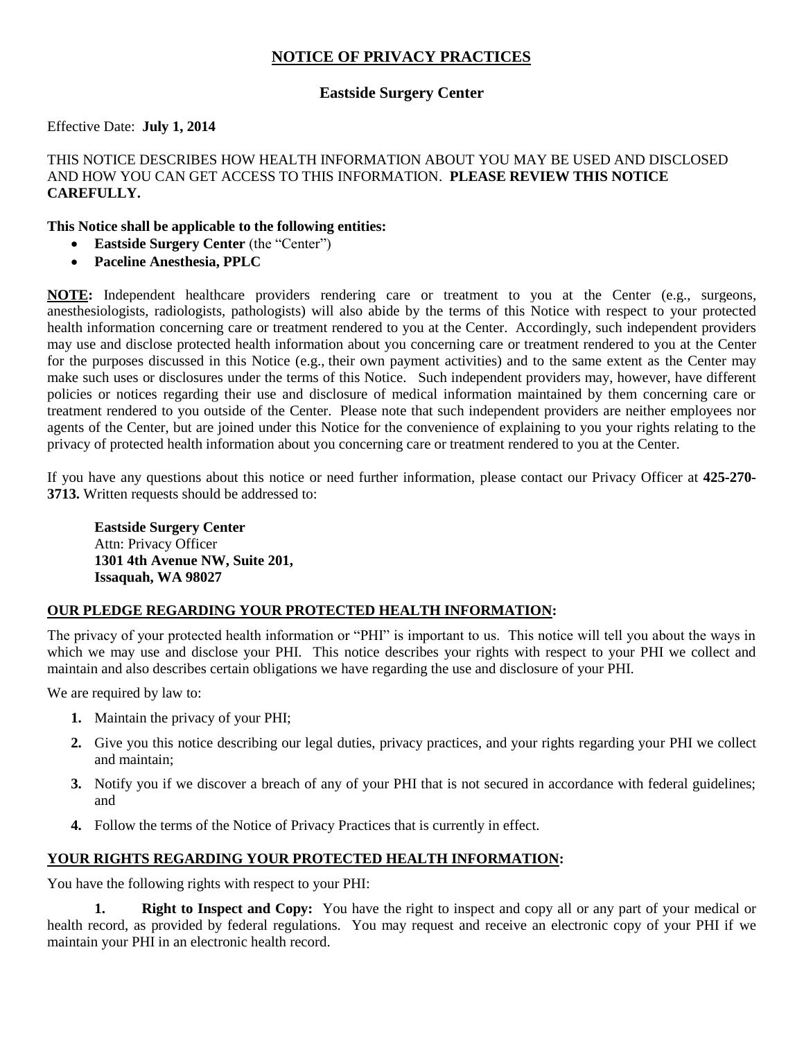# NOTICE OF PRIVACY PRACTICES

## Eastside Surgery Center

Effective Date: **July 1, 2014**

THIS NOTICE DESCRIBES HOW HEALTH INFORMATION ABOUT YOU MAY BE USED AND DISCLOSED AND HOW YOU CAN GET ACCESS TO THIS INFORMATION. **PLEASE REVIEW THIS NOTICE CAREFULLY.**

**This Notice shall be applicable to the following entities:**

- **Eastside Surgery Center** (the "Center")
- **Paceline Anesthesia, PPLC**

**NOTE:** Independent healthcare providers rendering care or treatment to you at the Center (e.g., surgeons, anesthesiologists, radiologists, pathologists) will also abide by the terms of this Notice with respect to your protected health information concerning care or treatment rendered to you at the Center. Accordingly, such independent providers may use and disclose protected health information about you concerning care or treatment rendered to you at the Center for the purposes discussed in this Notice (e.g., their own payment activities) and to the same extent as the Center may make such uses or disclosures under the terms of this Notice. Such independent providers may, however, have different policies or notices regarding their use and disclosure of medical information maintained by them concerning care or treatment rendered to you outside of the Center. Please note that such independent providers are neither employees nor agents of the Center, but are joined under this Notice for the convenience of explaining to you your rights relating to the privacy of protected health information about you concerning care or treatment rendered to you at the Center.

If you have any questions about this notice or need further information, please contact our Privacy Officer at **425-270-3713.** Written requests should be addressed to:

> **Eastside Surgery Center**
> Attn: Privacy Officer
> **1301 4th Avenue NW, Suite 201,**
> **Issaquah, WA 98027**

### OUR PLEDGE REGARDING YOUR PROTECTED HEALTH INFORMATION:

The privacy of your protected health information or "PHI" is important to us. This notice will tell you about the ways in which we may use and disclose your PHI. This notice describes your rights with respect to your PHI we collect and maintain and also describes certain obligations we have regarding the use and disclosure of your PHI.

We are required by law to:

1. Maintain the privacy of your PHI;
2. Give you this notice describing our legal duties, privacy practices, and your rights regarding your PHI we collect and maintain;
3. Notify you if we discover a breach of any of your PHI that is not secured in accordance with federal guidelines; and
4. Follow the terms of the Notice of Privacy Practices that is currently in effect.

### YOUR RIGHTS REGARDING YOUR PROTECTED HEALTH INFORMATION:

You have the following rights with respect to your PHI:

**1. Right to Inspect and Copy:** You have the right to inspect and copy all or any part of your medical or health record, as provided by federal regulations. You may request and receive an electronic copy of your PHI if we maintain your PHI in an electronic health record.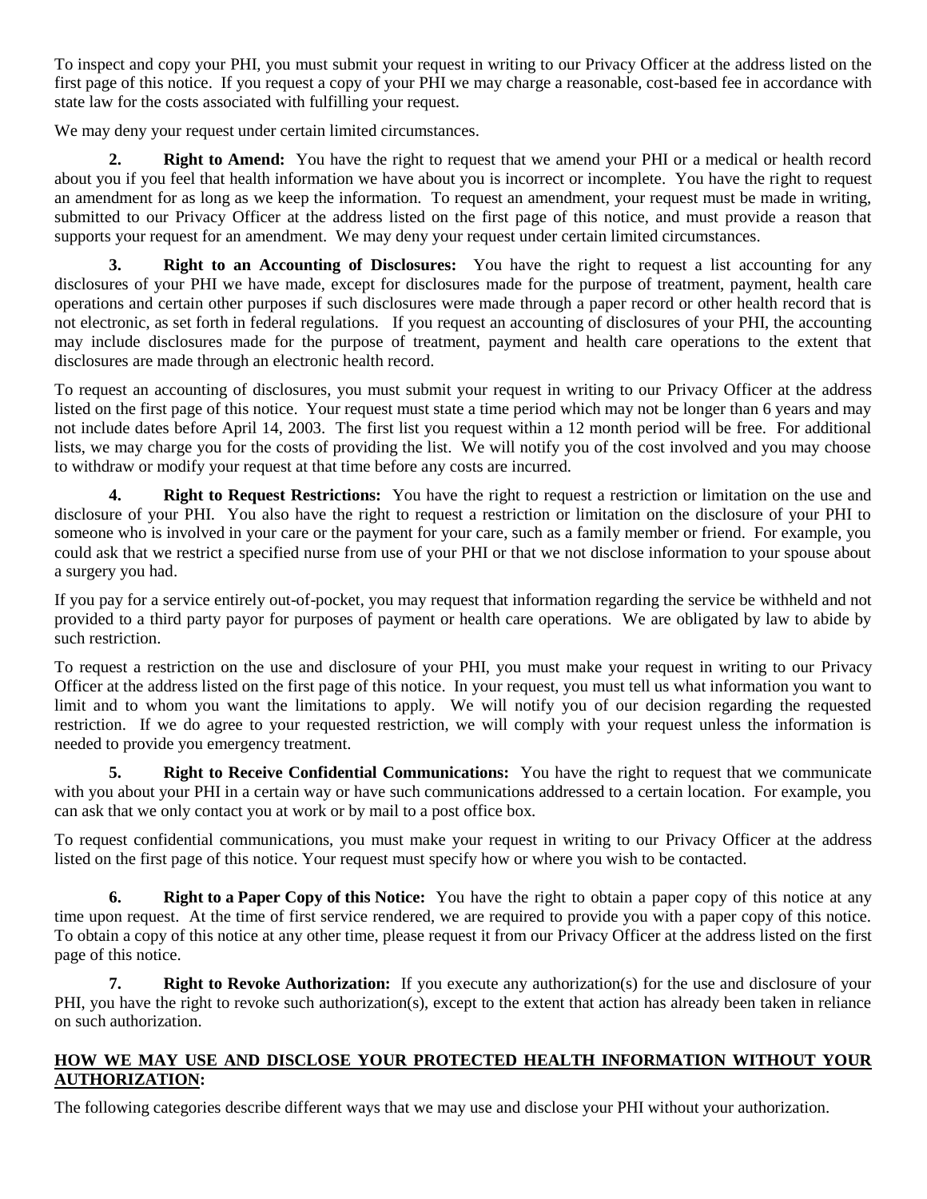To inspect and copy your PHI, you must submit your request in writing to our Privacy Officer at the address listed on the first page of this notice. If you request a copy of your PHI we may charge a reasonable, cost-based fee in accordance with state law for the costs associated with fulfilling your request.

We may deny your request under certain limited circumstances.

**2. Right to Amend:** You have the right to request that we amend your PHI or a medical or health record about you if you feel that health information we have about you is incorrect or incomplete. You have the right to request an amendment for as long as we keep the information. To request an amendment, your request must be made in writing, submitted to our Privacy Officer at the address listed on the first page of this notice, and must provide a reason that supports your request for an amendment. We may deny your request under certain limited circumstances.

**3. Right to an Accounting of Disclosures:** You have the right to request a list accounting for any disclosures of your PHI we have made, except for disclosures made for the purpose of treatment, payment, health care operations and certain other purposes if such disclosures were made through a paper record or other health record that is not electronic, as set forth in federal regulations. If you request an accounting of disclosures of your PHI, the accounting may include disclosures made for the purpose of treatment, payment and health care operations to the extent that disclosures are made through an electronic health record.

To request an accounting of disclosures, you must submit your request in writing to our Privacy Officer at the address listed on the first page of this notice. Your request must state a time period which may not be longer than 6 years and may not include dates before April 14, 2003. The first list you request within a 12 month period will be free. For additional lists, we may charge you for the costs of providing the list. We will notify you of the cost involved and you may choose to withdraw or modify your request at that time before any costs are incurred.

**4. Right to Request Restrictions:** You have the right to request a restriction or limitation on the use and disclosure of your PHI. You also have the right to request a restriction or limitation on the disclosure of your PHI to someone who is involved in your care or the payment for your care, such as a family member or friend. For example, you could ask that we restrict a specified nurse from use of your PHI or that we not disclose information to your spouse about a surgery you had.

If you pay for a service entirely out-of-pocket, you may request that information regarding the service be withheld and not provided to a third party payor for purposes of payment or health care operations. We are obligated by law to abide by such restriction.

To request a restriction on the use and disclosure of your PHI, you must make your request in writing to our Privacy Officer at the address listed on the first page of this notice. In your request, you must tell us what information you want to limit and to whom you want the limitations to apply. We will notify you of our decision regarding the requested restriction. If we do agree to your requested restriction, we will comply with your request unless the information is needed to provide you emergency treatment.

**5. Right to Receive Confidential Communications:** You have the right to request that we communicate with you about your PHI in a certain way or have such communications addressed to a certain location. For example, you can ask that we only contact you at work or by mail to a post office box.

To request confidential communications, you must make your request in writing to our Privacy Officer at the address listed on the first page of this notice. Your request must specify how or where you wish to be contacted.

**6. Right to a Paper Copy of this Notice:** You have the right to obtain a paper copy of this notice at any time upon request. At the time of first service rendered, we are required to provide you with a paper copy of this notice. To obtain a copy of this notice at any other time, please request it from our Privacy Officer at the address listed on the first page of this notice.

**7. Right to Revoke Authorization:** If you execute any authorization(s) for the use and disclosure of your PHI, you have the right to revoke such authorization(s), except to the extent that action has already been taken in reliance on such authorization.

## HOW WE MAY USE AND DISCLOSE YOUR PROTECTED HEALTH INFORMATION WITHOUT YOUR AUTHORIZATION:

The following categories describe different ways that we may use and disclose your PHI without your authorization.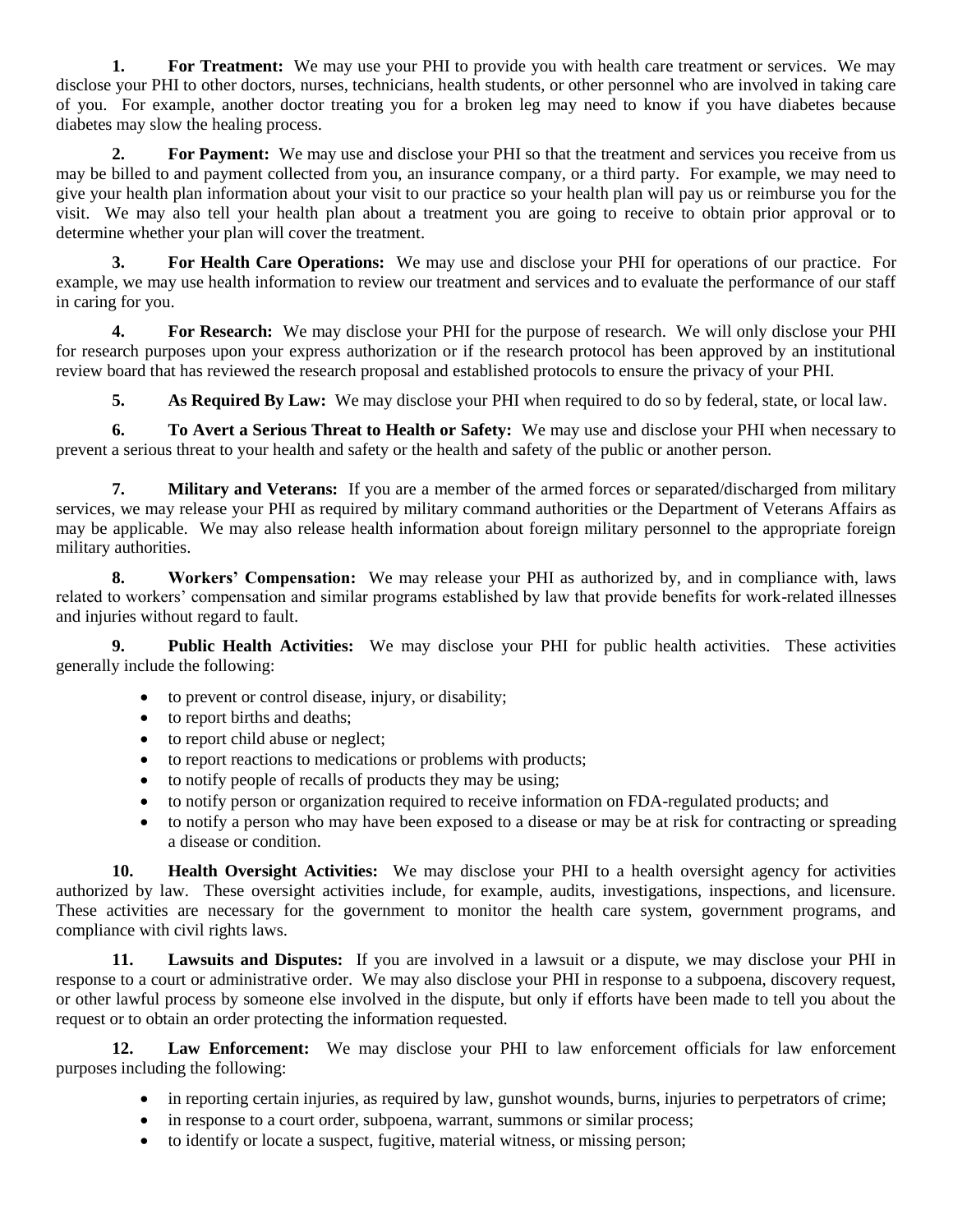**1. For Treatment:** We may use your PHI to provide you with health care treatment or services. We may disclose your PHI to other doctors, nurses, technicians, health students, or other personnel who are involved in taking care of you. For example, another doctor treating you for a broken leg may need to know if you have diabetes because diabetes may slow the healing process.

**2. For Payment:** We may use and disclose your PHI so that the treatment and services you receive from us may be billed to and payment collected from you, an insurance company, or a third party. For example, we may need to give your health plan information about your visit to our practice so your health plan will pay us or reimburse you for the visit. We may also tell your health plan about a treatment you are going to receive to obtain prior approval or to determine whether your plan will cover the treatment.

**3. For Health Care Operations:** We may use and disclose your PHI for operations of our practice. For example, we may use health information to review our treatment and services and to evaluate the performance of our staff in caring for you.

**4. For Research:** We may disclose your PHI for the purpose of research. We will only disclose your PHI for research purposes upon your express authorization or if the research protocol has been approved by an institutional review board that has reviewed the research proposal and established protocols to ensure the privacy of your PHI.

**5. As Required By Law:** We may disclose your PHI when required to do so by federal, state, or local law.

**6. To Avert a Serious Threat to Health or Safety:** We may use and disclose your PHI when necessary to prevent a serious threat to your health and safety or the health and safety of the public or another person.

**7. Military and Veterans:** If you are a member of the armed forces or separated/discharged from military services, we may release your PHI as required by military command authorities or the Department of Veterans Affairs as may be applicable. We may also release health information about foreign military personnel to the appropriate foreign military authorities.

**8. Workers' Compensation:** We may release your PHI as authorized by, and in compliance with, laws related to workers' compensation and similar programs established by law that provide benefits for work-related illnesses and injuries without regard to fault.

**9. Public Health Activities:** We may disclose your PHI for public health activities. These activities generally include the following:

- to prevent or control disease, injury, or disability;
- to report births and deaths;
- to report child abuse or neglect;
- to report reactions to medications or problems with products;
- to notify people of recalls of products they may be using;
- to notify person or organization required to receive information on FDA-regulated products; and
- to notify a person who may have been exposed to a disease or may be at risk for contracting or spreading a disease or condition.

**10. Health Oversight Activities:** We may disclose your PHI to a health oversight agency for activities authorized by law. These oversight activities include, for example, audits, investigations, inspections, and licensure. These activities are necessary for the government to monitor the health care system, government programs, and compliance with civil rights laws.

**11. Lawsuits and Disputes:** If you are involved in a lawsuit or a dispute, we may disclose your PHI in response to a court or administrative order. We may also disclose your PHI in response to a subpoena, discovery request, or other lawful process by someone else involved in the dispute, but only if efforts have been made to tell you about the request or to obtain an order protecting the information requested.

**12. Law Enforcement:** We may disclose your PHI to law enforcement officials for law enforcement purposes including the following:

- in reporting certain injuries, as required by law, gunshot wounds, burns, injuries to perpetrators of crime;
- in response to a court order, subpoena, warrant, summons or similar process;
- to identify or locate a suspect, fugitive, material witness, or missing person;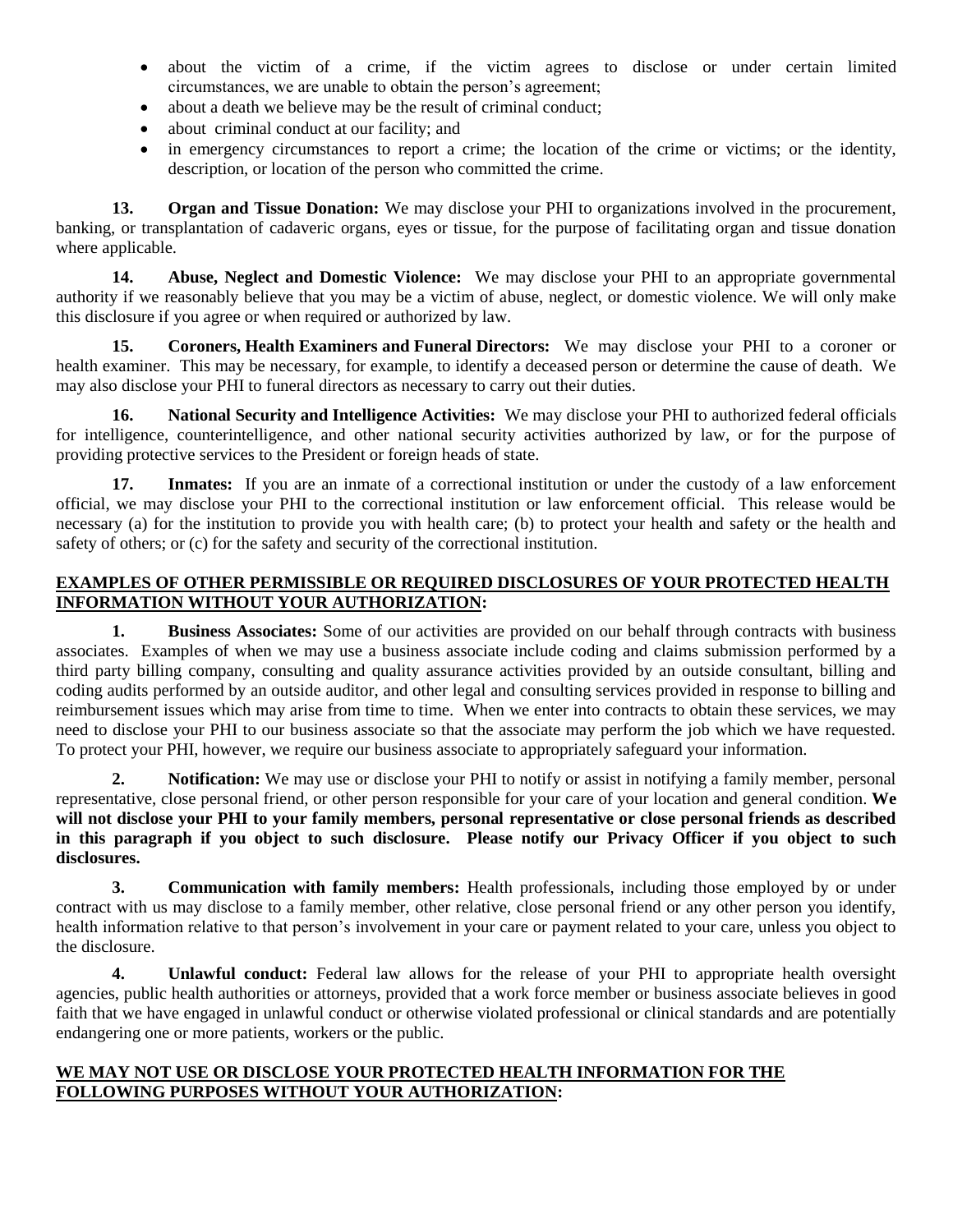- about the victim of a crime, if the victim agrees to disclose or under certain limited circumstances, we are unable to obtain the person's agreement;
- about a death we believe may be the result of criminal conduct;
- about criminal conduct at our facility; and
- in emergency circumstances to report a crime; the location of the crime or victims; or the identity, description, or location of the person who committed the crime.

**13. Organ and Tissue Donation:** We may disclose your PHI to organizations involved in the procurement, banking, or transplantation of cadaveric organs, eyes or tissue, for the purpose of facilitating organ and tissue donation where applicable.

**14. Abuse, Neglect and Domestic Violence:** We may disclose your PHI to an appropriate governmental authority if we reasonably believe that you may be a victim of abuse, neglect, or domestic violence. We will only make this disclosure if you agree or when required or authorized by law.

**15. Coroners, Health Examiners and Funeral Directors:** We may disclose your PHI to a coroner or health examiner. This may be necessary, for example, to identify a deceased person or determine the cause of death. We may also disclose your PHI to funeral directors as necessary to carry out their duties.

**16. National Security and Intelligence Activities:** We may disclose your PHI to authorized federal officials for intelligence, counterintelligence, and other national security activities authorized by law, or for the purpose of providing protective services to the President or foreign heads of state.

**17. Inmates:** If you are an inmate of a correctional institution or under the custody of a law enforcement official, we may disclose your PHI to the correctional institution or law enforcement official. This release would be necessary (a) for the institution to provide you with health care; (b) to protect your health and safety or the health and safety of others; or (c) for the safety and security of the correctional institution.

**EXAMPLES OF OTHER PERMISSIBLE OR REQUIRED DISCLOSURES OF YOUR PROTECTED HEALTH INFORMATION WITHOUT YOUR AUTHORIZATION:**

**1. Business Associates:** Some of our activities are provided on our behalf through contracts with business associates. Examples of when we may use a business associate include coding and claims submission performed by a third party billing company, consulting and quality assurance activities provided by an outside consultant, billing and coding audits performed by an outside auditor, and other legal and consulting services provided in response to billing and reimbursement issues which may arise from time to time. When we enter into contracts to obtain these services, we may need to disclose your PHI to our business associate so that the associate may perform the job which we have requested. To protect your PHI, however, we require our business associate to appropriately safeguard your information.

**2. Notification:** We may use or disclose your PHI to notify or assist in notifying a family member, personal representative, close personal friend, or other person responsible for your care of your location and general condition. **We will not disclose your PHI to your family members, personal representative or close personal friends as described in this paragraph if you object to such disclosure. Please notify our Privacy Officer if you object to such disclosures.**

**3. Communication with family members:** Health professionals, including those employed by or under contract with us may disclose to a family member, other relative, close personal friend or any other person you identify, health information relative to that person's involvement in your care or payment related to your care, unless you object to the disclosure.

**4. Unlawful conduct:** Federal law allows for the release of your PHI to appropriate health oversight agencies, public health authorities or attorneys, provided that a work force member or business associate believes in good faith that we have engaged in unlawful conduct or otherwise violated professional or clinical standards and are potentially endangering one or more patients, workers or the public.

**WE MAY NOT USE OR DISCLOSE YOUR PROTECTED HEALTH INFORMATION FOR THE FOLLOWING PURPOSES WITHOUT YOUR AUTHORIZATION:**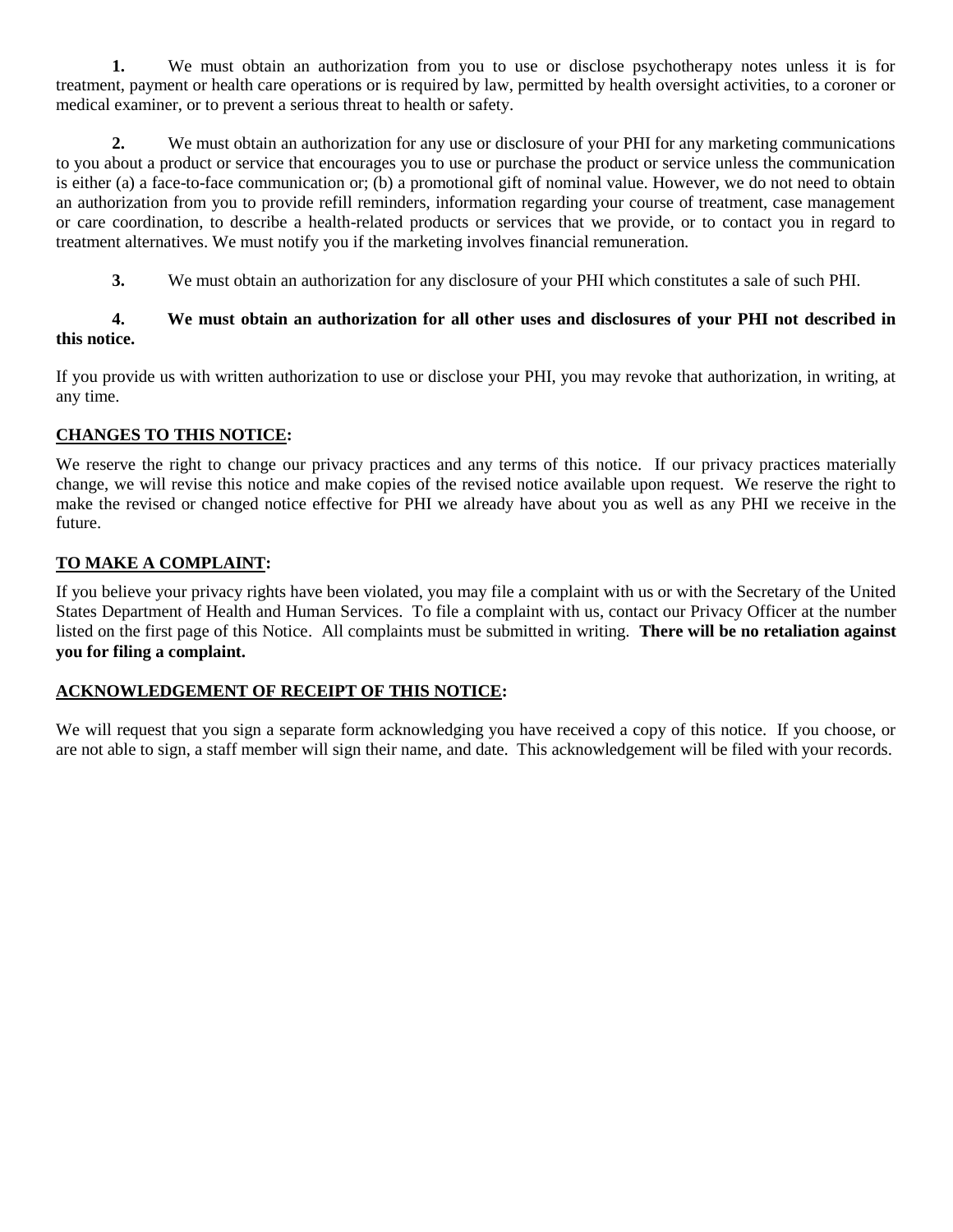**1.** We must obtain an authorization from you to use or disclose psychotherapy notes unless it is for treatment, payment or health care operations or is required by law, permitted by health oversight activities, to a coroner or medical examiner, or to prevent a serious threat to health or safety.

**2.** We must obtain an authorization for any use or disclosure of your PHI for any marketing communications to you about a product or service that encourages you to use or purchase the product or service unless the communication is either (a) a face-to-face communication or; (b) a promotional gift of nominal value. However, we do not need to obtain an authorization from you to provide refill reminders, information regarding your course of treatment, case management or care coordination, to describe a health-related products or services that we provide, or to contact you in regard to treatment alternatives. We must notify you if the marketing involves financial remuneration.

**3.** We must obtain an authorization for any disclosure of your PHI which constitutes a sale of such PHI.

**4. We must obtain an authorization for all other uses and disclosures of your PHI not described in this notice.**

If you provide us with written authorization to use or disclose your PHI, you may revoke that authorization, in writing, at any time.

## <u>CHANGES TO THIS NOTICE</u>:

We reserve the right to change our privacy practices and any terms of this notice. If our privacy practices materially change, we will revise this notice and make copies of the revised notice available upon request. We reserve the right to make the revised or changed notice effective for PHI we already have about you as well as any PHI we receive in the future.

## <u>TO MAKE A COMPLAINT</u>:

If you believe your privacy rights have been violated, you may file a complaint with us or with the Secretary of the United States Department of Health and Human Services. To file a complaint with us, contact our Privacy Officer at the number listed on the first page of this Notice. All complaints must be submitted in writing. **There will be no retaliation against you for filing a complaint.**

## <u>ACKNOWLEDGEMENT OF RECEIPT OF THIS NOTICE</u>:

We will request that you sign a separate form acknowledging you have received a copy of this notice. If you choose, or are not able to sign, a staff member will sign their name, and date. This acknowledgement will be filed with your records.